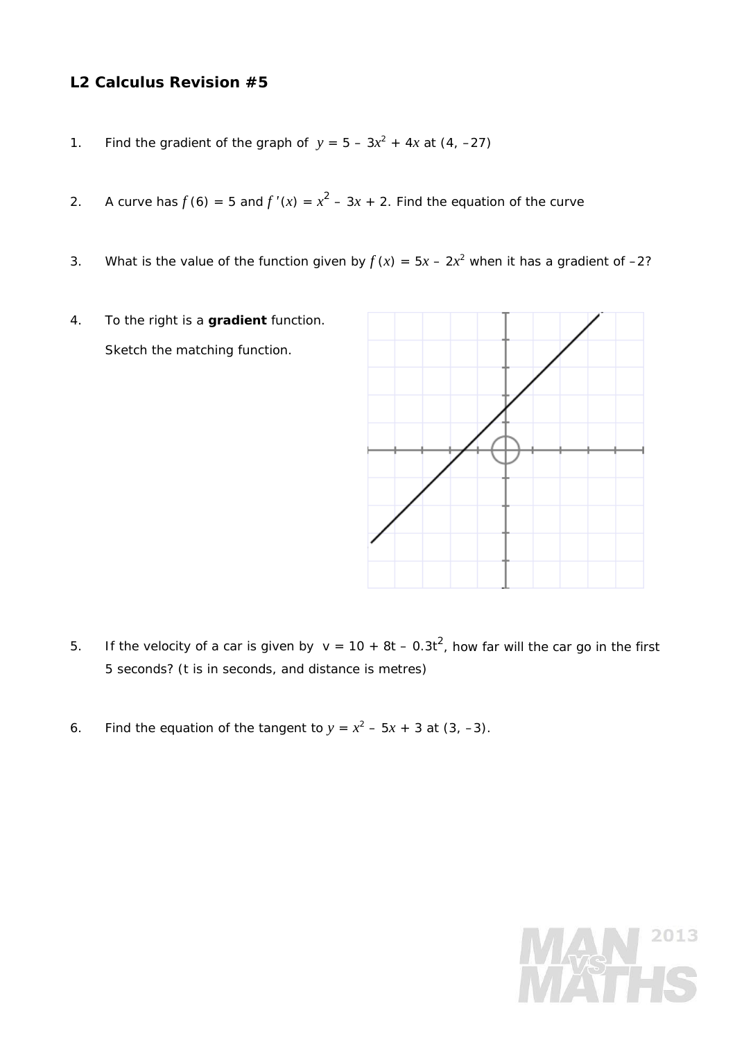# L2 Calculus Revision #5

1. Find the gradient of the graph of $y = 5 - 3x^2 + 4x$ at (4, –27)

2. A curve has $f(6) = 5$ and $f'(x) = x^2 - 3x + 2$. Find the equation of the curve

3. What is the value of the function given by $f(x) = 5x - 2x^2$ when it has a gradient of –2?

4. To the right is a **gradient** function.

   Sketch the matching function.

5. If the velocity of a car is given by $v = 10 + 8t - 0.3t^2$, how far will the car go in the first 5 seconds? (t is in seconds, and distance is metres)

6. Find the equation of the tangent to $y = x^2 - 5x + 3$ at (3, –3).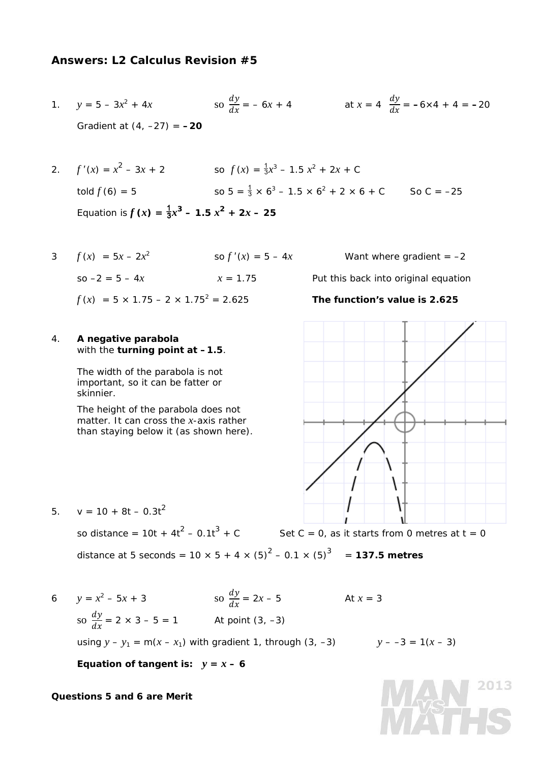**Answers: L2 Calculus Revision #5**

1. $y = 5 - 3x^2 + 4x$ so $\frac{dy}{dx} = -6x + 4$ at $x = 4$ $\frac{dy}{dx} = \mathbf{-}6\times4 + 4 = \mathbf{-}20$

   Gradient at $(4, -27)$ = **–20**

2. $f'(x) = x^2 - 3x + 2$ so $f(x) = \frac{1}{3}x^3 - 1.5x^2 + 2x + C$

   told $f(6) = 5$ so $5 = \frac{1}{3} \times 6^3 - 1.5 \times 6^2 + 2 \times 6 + C$ So $C = -25$

   Equation is $\boldsymbol{f(x) = \frac{1}{3}x^3 - 1.5x^2 + 2x - 25}$

3. $f(x) = 5x - 2x^2$ so $f'(x) = 5 - 4x$ Want where gradient = –2

   so $-2 = 5 - 4x$ $x = 1.75$ Put this back into original equation

   $f(x) = 5 \times 1.75 - 2 \times 1.75^2 = 2.625$ **The function's value is 2.625**

4. **A negative parabola** with the **turning point at –1.5**.

   The width of the parabola is not important, so it can be fatter or skinnier.

   The height of the parabola does not matter. It can cross the $x$-axis rather than staying below it (as shown here).

5. $v = 10 + 8t - 0.3t^2$

   so distance = $10t + 4t^2 - 0.1t^3 + C$ Set C = 0, as it starts from 0 metres at t = 0

   distance at 5 seconds = $10 \times 5 + 4 \times (5)^2 - 0.1 \times (5)^3$ = **137.5 metres**

6. $y = x^2 - 5x + 3$ so $\frac{dy}{dx} = 2x - 5$ At $x = 3$

   so $\frac{dy}{dx} = 2 \times 3 - 5 = 1$ At point $(3, -3)$

   using $y - y_1 = m(x - x_1)$ with gradient 1, through $(3, -3)$ $y - -3 = 1(x - 3)$

   **Equation of tangent is:** $\boldsymbol{y = x - 6}$

**Questions 5 and 6 are Merit**